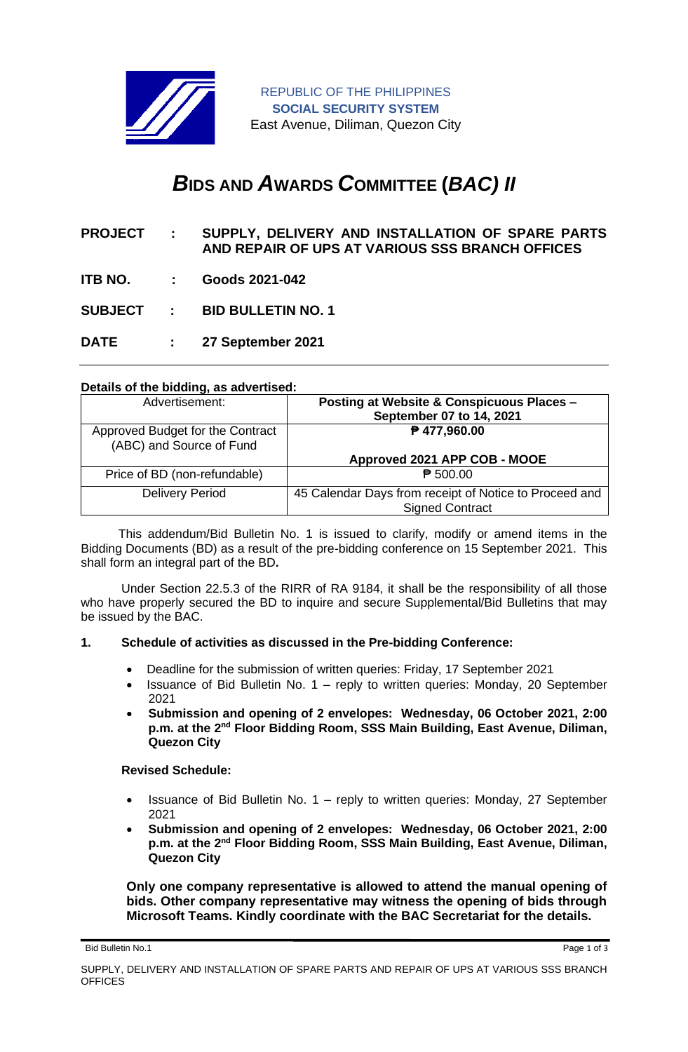REPUBLIC OF THE PHILIPPINES
**SOCIAL SECURITY SYSTEM**
East Avenue, Diliman, Quezon City

# ***B*IDS AND *A*WARDS *C*OMMITTEE (*BAC) II***

**PROJECT : SUPPLY, DELIVERY AND INSTALLATION OF SPARE PARTS AND REPAIR OF UPS AT VARIOUS SSS BRANCH OFFICES**

**ITB NO. : Goods 2021-042**

**SUBJECT : BID BULLETIN NO. 1**

**DATE : 27 September 2021**

---

**Details of the bidding, as advertised:**

| | |
|---|---|
| Advertisement: | **Posting at Website & Conspicuous Places – September 07 to 14, 2021** |
| Approved Budget for the Contract (ABC) and Source of Fund | **₱ 477,960.00**<br><br>**Approved 2021 APP COB - MOOE** |
| Price of BD (non-refundable) | ₱ 500.00 |
| Delivery Period | 45 Calendar Days from receipt of Notice to Proceed and Signed Contract |

This addendum/Bid Bulletin No. 1 is issued to clarify, modify or amend items in the Bidding Documents (BD) as a result of the pre-bidding conference on 15 September 2021. This shall form an integral part of the BD**.**

Under Section 22.5.3 of the RIRR of RA 9184, it shall be the responsibility of all those who have properly secured the BD to inquire and secure Supplemental/Bid Bulletins that may be issued by the BAC.

**1. Schedule of activities as discussed in the Pre-bidding Conference:**

- Deadline for the submission of written queries: Friday, 17 September 2021
- Issuance of Bid Bulletin No. 1 – reply to written queries: Monday, 20 September 2021
- **Submission and opening of 2 envelopes: Wednesday, 06 October 2021, 2:00 p.m. at the 2nd Floor Bidding Room, SSS Main Building, East Avenue, Diliman, Quezon City**

**Revised Schedule:**

- Issuance of Bid Bulletin No. 1 – reply to written queries: Monday, 27 September 2021
- **Submission and opening of 2 envelopes: Wednesday, 06 October 2021, 2:00 p.m. at the 2nd Floor Bidding Room, SSS Main Building, East Avenue, Diliman, Quezon City**

**Only one company representative is allowed to attend the manual opening of bids. Other company representative may witness the opening of bids through Microsoft Teams. Kindly coordinate with the BAC Secretariat for the details.**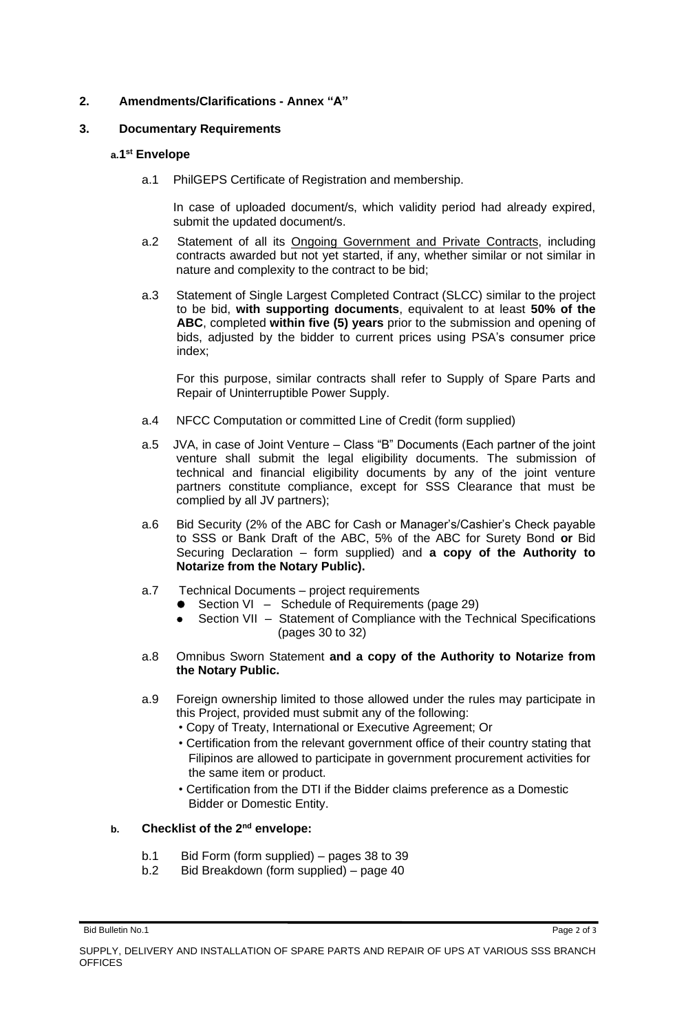**2. Amendments/Clarifications - Annex "A"**

**3. Documentary Requirements**

**a. 1st Envelope**

a.1 PhilGEPS Certificate of Registration and membership.

In case of uploaded document/s, which validity period had already expired, submit the updated document/s.

a.2 Statement of all its Ongoing Government and Private Contracts, including contracts awarded but not yet started, if any, whether similar or not similar in nature and complexity to the contract to be bid;

a.3 Statement of Single Largest Completed Contract (SLCC) similar to the project to be bid, **with supporting documents**, equivalent to at least **50% of the ABC**, completed **within five (5) years** prior to the submission and opening of bids, adjusted by the bidder to current prices using PSA's consumer price index;

For this purpose, similar contracts shall refer to Supply of Spare Parts and Repair of Uninterruptible Power Supply.

a.4 NFCC Computation or committed Line of Credit (form supplied)

a.5 JVA, in case of Joint Venture – Class "B" Documents (Each partner of the joint venture shall submit the legal eligibility documents. The submission of technical and financial eligibility documents by any of the joint venture partners constitute compliance, except for SSS Clearance that must be complied by all JV partners);

a.6 Bid Security (2% of the ABC for Cash or Manager's/Cashier's Check payable to SSS or Bank Draft of the ABC, 5% of the ABC for Surety Bond **or** Bid Securing Declaration – form supplied) and **a copy of the Authority to Notarize from the Notary Public).**

a.7 Technical Documents – project requirements

- Section VI – Schedule of Requirements (page 29)
- Section VII – Statement of Compliance with the Technical Specifications (pages 30 to 32)

a.8 Omnibus Sworn Statement **and a copy of the Authority to Notarize from the Notary Public.**

a.9 Foreign ownership limited to those allowed under the rules may participate in this Project, provided must submit any of the following:

- Copy of Treaty, International or Executive Agreement; Or
- Certification from the relevant government office of their country stating that Filipinos are allowed to participate in government procurement activities for the same item or product.
- Certification from the DTI if the Bidder claims preference as a Domestic Bidder or Domestic Entity.

**b. Checklist of the 2nd envelope:**

b.1 Bid Form (form supplied) – pages 38 to 39

b.2 Bid Breakdown (form supplied) – page 40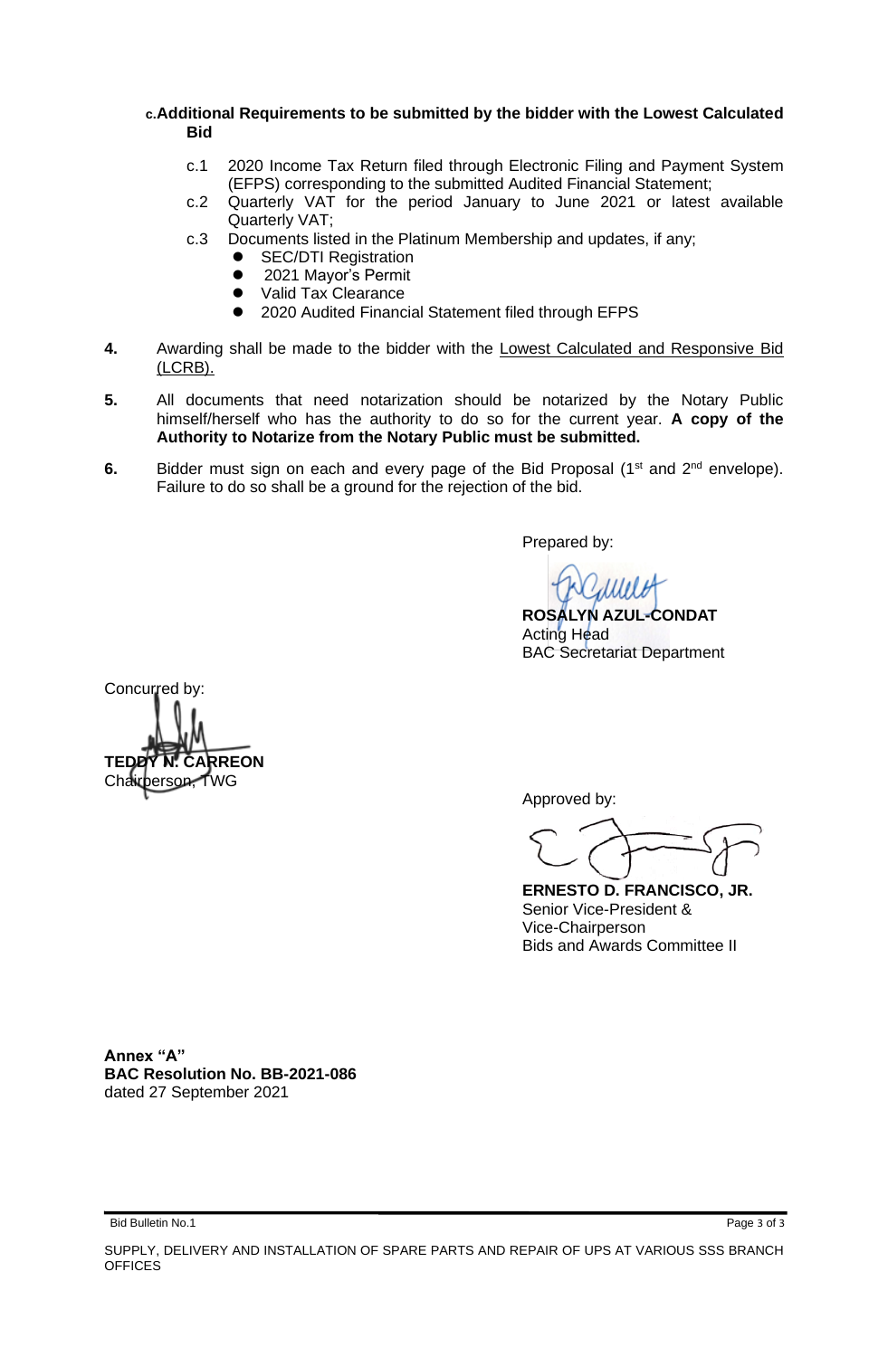**c. Additional Requirements to be submitted by the bidder with the Lowest Calculated Bid**

c.1 2020 Income Tax Return filed through Electronic Filing and Payment System (EFPS) corresponding to the submitted Audited Financial Statement;

c.2 Quarterly VAT for the period January to June 2021 or latest available Quarterly VAT;

c.3 Documents listed in the Platinum Membership and updates, if any;

- SEC/DTI Registration
- 2021 Mayor's Permit
- Valid Tax Clearance
- 2020 Audited Financial Statement filed through EFPS

**4.** Awarding shall be made to the bidder with the Lowest Calculated and Responsive Bid (LCRB).

**5.** All documents that need notarization should be notarized by the Notary Public himself/herself who has the authority to do so for the current year. **A copy of the Authority to Notarize from the Notary Public must be submitted.**

**6.** Bidder must sign on each and every page of the Bid Proposal (1st and 2nd envelope). Failure to do so shall be a ground for the rejection of the bid.

Prepared by:

**ROSALYN AZUL-CONDAT**
Acting Head
BAC Secretariat Department

Concurred by:

**TEDDY N. CARREON**
Chairperson, TWG

Approved by:

**ERNESTO D. FRANCISCO, JR.**
Senior Vice-President &
Vice-Chairperson
Bids and Awards Committee II

**Annex "A"**
**BAC Resolution No. BB-2021-086**
dated 27 September 2021

Bid Bulletin No.1

SUPPLY, DELIVERY AND INSTALLATION OF SPARE PARTS AND REPAIR OF UPS AT VARIOUS SSS BRANCH OFFICES